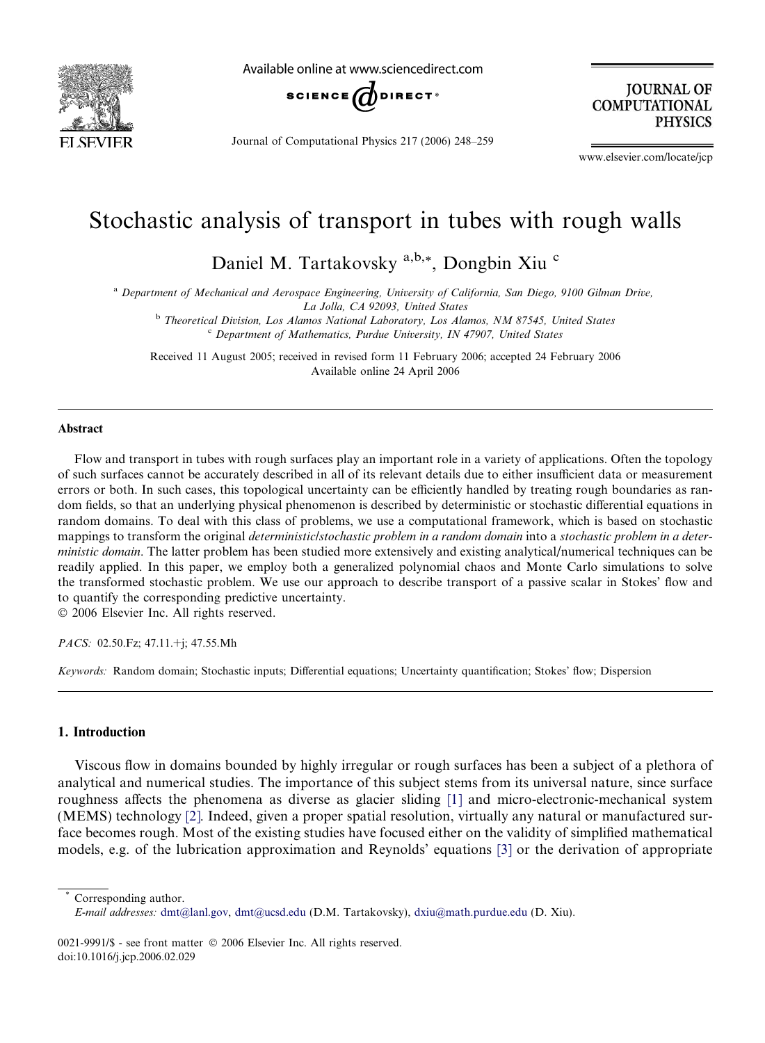# Stochastic analysis of transport in tubes with rough walls

Daniel M. Tartakovsky [a,b,*], Dongbin Xiu [c]

[a] Department of Mechanical and Aerospace Engineering, University of California, San Diego, 9100 Gilman Drive, La Jolla, CA 92093, United States

[b] Theoretical Division, Los Alamos National Laboratory, Los Alamos, NM 87545, United States

[c] Department of Mathematics, Purdue University, IN 47907, United States

Received 11 August 2005; received in revised form 11 February 2006; accepted 24 February 2006
Available online 24 April 2006

## Abstract

Flow and transport in tubes with rough surfaces play an important role in a variety of applications. Often the topology of such surfaces cannot be accurately described in all of its relevant details due to either insufficient data or measurement errors or both. In such cases, this topological uncertainty can be efficiently handled by treating rough boundaries as random fields, so that an underlying physical phenomenon is described by deterministic or stochastic differential equations in random domains. To deal with this class of problems, we use a computational framework, which is based on stochastic mappings to transform the original *deterministic/stochastic problem in a random domain* into a *stochastic problem in a deterministic domain*. The latter problem has been studied more extensively and existing analytical/numerical techniques can be readily applied. In this paper, we employ both a generalized polynomial chaos and Monte Carlo simulations to solve the transformed stochastic problem. We use our approach to describe transport of a passive scalar in Stokes' flow and to quantify the corresponding predictive uncertainty.

© 2006 Elsevier Inc. All rights reserved.

*PACS:* 02.50.Fz; 47.11.+j; 47.55.Mh

*Keywords:* Random domain; Stochastic inputs; Differential equations; Uncertainty quantification; Stokes' flow; Dispersion

## 1. Introduction

Viscous flow in domains bounded by highly irregular or rough surfaces has been a subject of a plethora of analytical and numerical studies. The importance of this subject stems from its universal nature, since surface roughness affects the phenomena as diverse as glacier sliding [1] and micro-electronic-mechanical system (MEMS) technology [2]. Indeed, given a proper spatial resolution, virtually any natural or manufactured surface becomes rough. Most of the existing studies have focused either on the validity of simplified mathematical models, e.g. of the lubrication approximation and Reynolds' equations [3] or the derivation of appropriate

---

* Corresponding author.
*E-mail addresses:* dmt@lanl.gov, dmt@ucsd.edu (D.M. Tartakovsky), dxiu@math.purdue.edu (D. Xiu).

0021-9991/$ - see front matter © 2006 Elsevier Inc. All rights reserved.
doi:10.1016/j.jcp.2006.02.029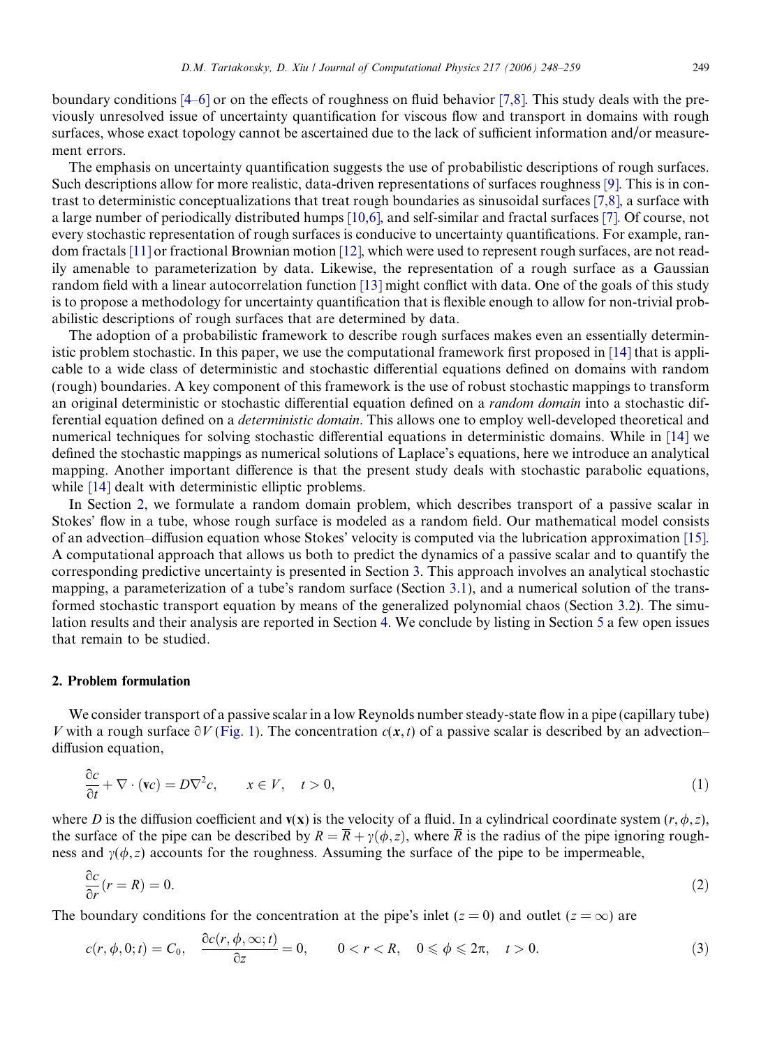boundary conditions [4–6] or on the effects of roughness on fluid behavior [7,8]. This study deals with the previously unresolved issue of uncertainty quantification for viscous flow and transport in domains with rough surfaces, whose exact topology cannot be ascertained due to the lack of sufficient information and/or measurement errors.

The emphasis on uncertainty quantification suggests the use of probabilistic descriptions of rough surfaces. Such descriptions allow for more realistic, data-driven representations of surfaces roughness [9]. This is in contrast to deterministic conceptualizations that treat rough boundaries as sinusoidal surfaces [7,8], a surface with a large number of periodically distributed humps [10,6], and self-similar and fractal surfaces [7]. Of course, not every stochastic representation of rough surfaces is conducive to uncertainty quantifications. For example, random fractals [11] or fractional Brownian motion [12], which were used to represent rough surfaces, are not readily amenable to parameterization by data. Likewise, the representation of a rough surface as a Gaussian random field with a linear autocorrelation function [13] might conflict with data. One of the goals of this study is to propose a methodology for uncertainty quantification that is flexible enough to allow for non-trivial probabilistic descriptions of rough surfaces that are determined by data.

The adoption of a probabilistic framework to describe rough surfaces makes even an essentially deterministic problem stochastic. In this paper, we use the computational framework first proposed in [14] that is applicable to a wide class of deterministic and stochastic differential equations defined on domains with random (rough) boundaries. A key component of this framework is the use of robust stochastic mappings to transform an original deterministic or stochastic differential equation defined on a *random domain* into a stochastic differential equation defined on a *deterministic domain*. This allows one to employ well-developed theoretical and numerical techniques for solving stochastic differential equations in deterministic domains. While in [14] we defined the stochastic mappings as numerical solutions of Laplace's equations, here we introduce an analytical mapping. Another important difference is that the present study deals with stochastic parabolic equations, while [14] dealt with deterministic elliptic problems.

In Section 2, we formulate a random domain problem, which describes transport of a passive scalar in Stokes' flow in a tube, whose rough surface is modeled as a random field. Our mathematical model consists of an advection–diffusion equation whose Stokes' velocity is computed via the lubrication approximation [15]. A computational approach that allows us both to predict the dynamics of a passive scalar and to quantify the corresponding predictive uncertainty is presented in Section 3. This approach involves an analytical stochastic mapping, a parameterization of a tube's random surface (Section 3.1), and a numerical solution of the transformed stochastic transport equation by means of the generalized polynomial chaos (Section 3.2). The simulation results and their analysis are reported in Section 4. We conclude by listing in Section 5 a few open issues that remain to be studied.

## 2. Problem formulation

We consider transport of a passive scalar in a low Reynolds number steady-state flow in a pipe (capillary tube) $V$ with a rough surface $\partial V$ (Fig. 1). The concentration $c(\boldsymbol{x}, t)$ of a passive scalar is described by an advection–diffusion equation,

$$\frac{\partial c}{\partial t} + \nabla \cdot (\mathbf{v}c) = D\nabla^2 c, \qquad x \in V, \quad t > 0, \tag{1}$$

where $D$ is the diffusion coefficient and $\mathbf{v}(\mathbf{x})$ is the velocity of a fluid. In a cylindrical coordinate system $(r, \phi, z)$, the surface of the pipe can be described by $R = \overline{R} + \gamma(\phi, z)$, where $\overline{R}$ is the radius of the pipe ignoring roughness and $\gamma(\phi, z)$ accounts for the roughness. Assuming the surface of the pipe to be impermeable,

$$\frac{\partial c}{\partial r}(r = R) = 0. \tag{2}$$

The boundary conditions for the concentration at the pipe's inlet ($z = 0$) and outlet ($z = \infty$) are

$$c(r, \phi, 0; t) = C_0, \quad \frac{\partial c(r, \phi, \infty; t)}{\partial z} = 0, \qquad 0 < r < R, \quad 0 \leqslant \phi \leqslant 2\pi, \quad t > 0. \tag{3}$$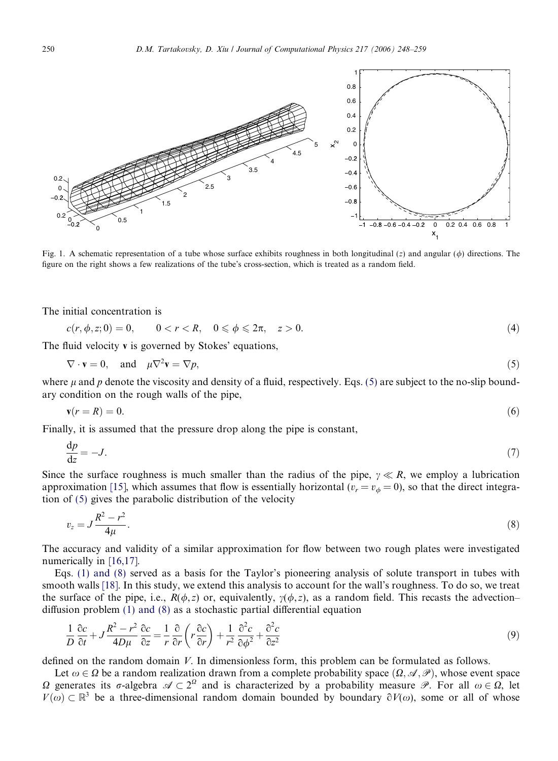Fig. 1. A schematic representation of a tube whose surface exhibits roughness in both longitudinal ($z$) and angular ($\phi$) directions. The figure on the right shows a few realizations of the tube's cross-section, which is treated as a random field.

The initial concentration is

$$c(r, \phi, z; 0) = 0, \qquad 0 < r < R, \quad 0 \leqslant \phi \leqslant 2\pi, \quad z > 0. \tag{4}$$

The fluid velocity $\mathbf{v}$ is governed by Stokes' equations,

$$\nabla \cdot \mathbf{v} = 0, \quad \text{and} \quad \mu \nabla^2 \mathbf{v} = \nabla p, \tag{5}$$

where $\mu$ and $p$ denote the viscosity and density of a fluid, respectively. Eqs. (5) are subject to the no-slip boundary condition on the rough walls of the pipe,

$$\mathbf{v}(r = R) = 0. \tag{6}$$

Finally, it is assumed that the pressure drop along the pipe is constant,

$$\frac{\mathrm{d}p}{\mathrm{d}z} = -J. \tag{7}$$

Since the surface roughness is much smaller than the radius of the pipe, $\gamma \ll R$, we employ a lubrication approximation [15], which assumes that flow is essentially horizontal ($v_r = v_\phi = 0$), so that the direct integration of (5) gives the parabolic distribution of the velocity

$$v_z = J \frac{R^2 - r^2}{4\mu}. \tag{8}$$

The accuracy and validity of a similar approximation for flow between two rough plates were investigated numerically in [16,17].

Eqs. (1) and (8) served as a basis for the Taylor's pioneering analysis of solute transport in tubes with smooth walls [18]. In this study, we extend this analysis to account for the wall's roughness. To do so, we treat the surface of the pipe, i.e., $R(\phi, z)$ or, equivalently, $\gamma(\phi, z)$, as a random field. This recasts the advection–diffusion problem (1) and (8) as a stochastic partial differential equation

$$\frac{1}{D}\frac{\partial c}{\partial t} + J \frac{R^2 - r^2}{4D\mu}\frac{\partial c}{\partial z} = \frac{1}{r}\frac{\partial}{\partial r}\left(r \frac{\partial c}{\partial r}\right) + \frac{1}{r^2}\frac{\partial^2 c}{\partial \phi^2} + \frac{\partial^2 c}{\partial z^2} \tag{9}$$

defined on the random domain $V$. In dimensionless form, this problem can be formulated as follows.

Let $\omega \in \Omega$ be a random realization drawn from a complete probability space $(\Omega, \mathscr{A}, \mathscr{P})$, whose event space $\Omega$ generates its $\sigma$-algebra $\mathscr{A} \subset 2^\Omega$ and is characterized by a probability measure $\mathscr{P}$. For all $\omega \in \Omega$, let $V(\omega) \subset \mathbb{R}^3$ be a three-dimensional random domain bounded by boundary $\partial V(\omega)$, some or all of whose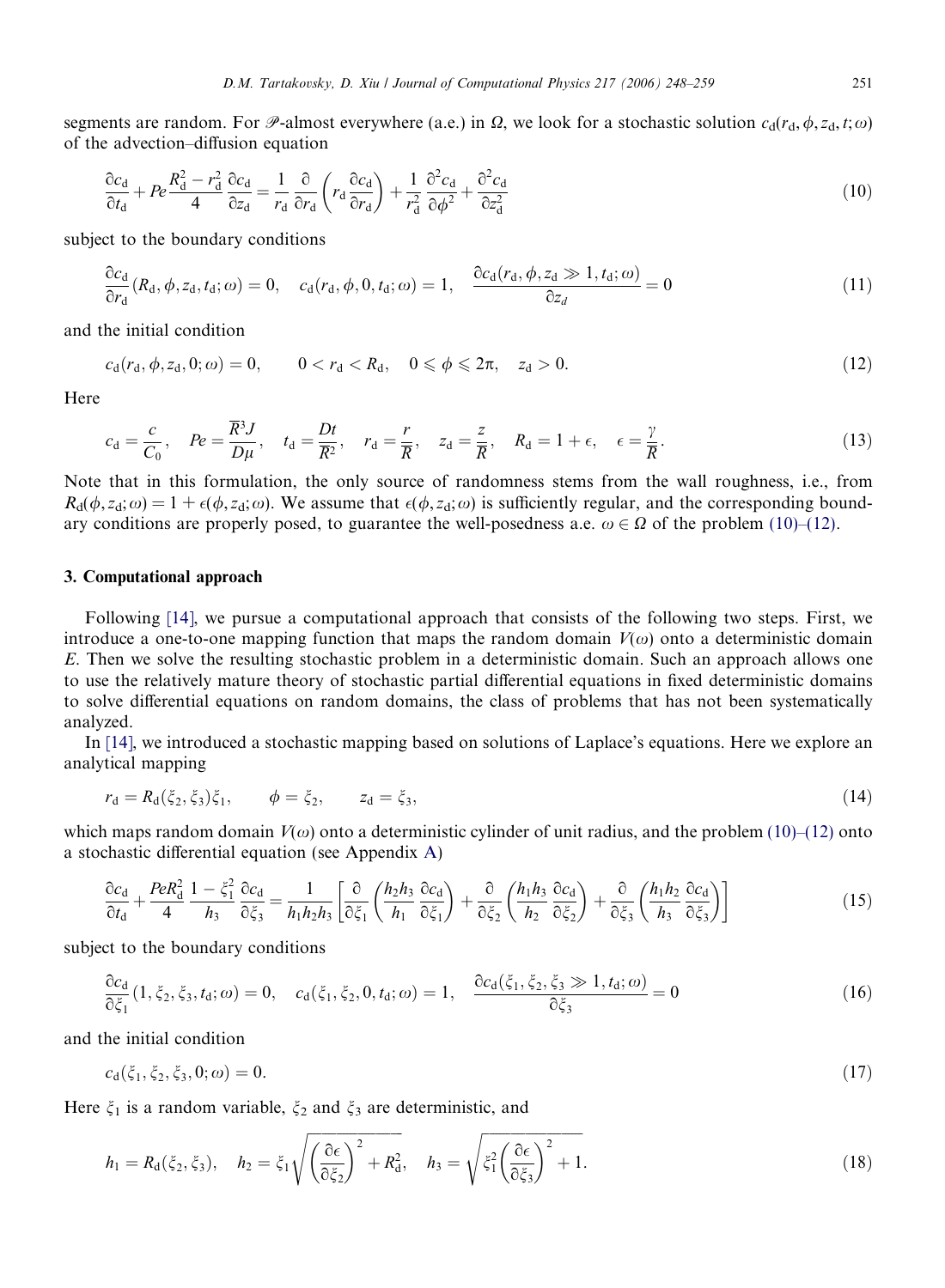segments are random. For $\mathscr{P}$-almost everywhere (a.e.) in $\Omega$, we look for a stochastic solution $c_{\mathrm{d}}(r_{\mathrm{d}}, \phi, z_{\mathrm{d}}, t; \omega)$ of the advection–diffusion equation

$$\frac{\partial c_{\mathrm{d}}}{\partial t_{\mathrm{d}}} + Pe \frac{R_{\mathrm{d}}^2 - r_{\mathrm{d}}^2}{4} \frac{\partial c_{\mathrm{d}}}{\partial z_{\mathrm{d}}} = \frac{1}{r_{\mathrm{d}}} \frac{\partial}{\partial r_{\mathrm{d}}} \left( r_{\mathrm{d}} \frac{\partial c_{\mathrm{d}}}{\partial r_{\mathrm{d}}} \right) + \frac{1}{r_{\mathrm{d}}^2} \frac{\partial^2 c_{\mathrm{d}}}{\partial \phi^2} + \frac{\partial^2 c_{\mathrm{d}}}{\partial z_{\mathrm{d}}^2} \tag{10}$$

subject to the boundary conditions

$$\frac{\partial c_{\mathrm{d}}}{\partial r_{\mathrm{d}}}(R_{\mathrm{d}}, \phi, z_{\mathrm{d}}, t_{\mathrm{d}}; \omega) = 0, \quad c_{\mathrm{d}}(r_{\mathrm{d}}, \phi, 0, t_{\mathrm{d}}; \omega) = 1, \quad \frac{\partial c_{\mathrm{d}}(r_{\mathrm{d}}, \phi, z_{\mathrm{d}} \gg 1, t_{\mathrm{d}}; \omega)}{\partial z_d} = 0 \tag{11}$$

and the initial condition

$$c_{\mathrm{d}}(r_{\mathrm{d}}, \phi, z_{\mathrm{d}}, 0; \omega) = 0, \qquad 0 < r_{\mathrm{d}} < R_{\mathrm{d}}, \quad 0 \leqslant \phi \leqslant 2\pi, \quad z_{\mathrm{d}} > 0. \tag{12}$$

Here

$$c_{\mathrm{d}} = \frac{c}{C_0}, \quad Pe = \frac{\overline{R}^3 J}{D\mu}, \quad t_{\mathrm{d}} = \frac{Dt}{\overline{R}^2}, \quad r_{\mathrm{d}} = \frac{r}{\overline{R}}, \quad z_{\mathrm{d}} = \frac{z}{\overline{R}}, \quad R_{\mathrm{d}} = 1 + \epsilon, \quad \epsilon = \frac{\gamma}{\overline{R}}. \tag{13}$$

Note that in this formulation, the only source of randomness stems from the wall roughness, i.e., from $R_{\mathrm{d}}(\phi, z_{\mathrm{d}}; \omega) = 1 + \epsilon(\phi, z_{\mathrm{d}}; \omega)$. We assume that $\epsilon(\phi, z_{\mathrm{d}}; \omega)$ is sufficiently regular, and the corresponding boundary conditions are properly posed, to guarantee the well-posedness a.e. $\omega \in \Omega$ of the problem (10)–(12).

## 3. Computational approach

Following [14], we pursue a computational approach that consists of the following two steps. First, we introduce a one-to-one mapping function that maps the random domain $V(\omega)$ onto a deterministic domain $E$. Then we solve the resulting stochastic problem in a deterministic domain. Such an approach allows one to use the relatively mature theory of stochastic partial differential equations in fixed deterministic domains to solve differential equations on random domains, the class of problems that has not been systematically analyzed.

In [14], we introduced a stochastic mapping based on solutions of Laplace's equations. Here we explore an analytical mapping

$$r_{\mathrm{d}} = R_{\mathrm{d}}(\xi_2, \xi_3)\xi_1, \qquad \phi = \xi_2, \qquad z_{\mathrm{d}} = \xi_3, \tag{14}$$

which maps random domain $V(\omega)$ onto a deterministic cylinder of unit radius, and the problem (10)–(12) onto a stochastic differential equation (see Appendix A)

$$\frac{\partial c_{\mathrm{d}}}{\partial t_{\mathrm{d}}} + \frac{PeR_{\mathrm{d}}^2}{4} \frac{1 - \xi_1^2}{h_3} \frac{\partial c_{\mathrm{d}}}{\partial \xi_3} = \frac{1}{h_1 h_2 h_3} \left[ \frac{\partial}{\partial \xi_1} \left( \frac{h_2 h_3}{h_1} \frac{\partial c_{\mathrm{d}}}{\partial \xi_1} \right) + \frac{\partial}{\partial \xi_2} \left( \frac{h_1 h_3}{h_2} \frac{\partial c_{\mathrm{d}}}{\partial \xi_2} \right) + \frac{\partial}{\partial \xi_3} \left( \frac{h_1 h_2}{h_3} \frac{\partial c_{\mathrm{d}}}{\partial \xi_3} \right) \right] \tag{15}$$

subject to the boundary conditions

$$\frac{\partial c_{\mathrm{d}}}{\partial \xi_1}(1, \xi_2, \xi_3, t_{\mathrm{d}}; \omega) = 0, \quad c_{\mathrm{d}}(\xi_1, \xi_2, 0, t_{\mathrm{d}}; \omega) = 1, \quad \frac{\partial c_{\mathrm{d}}(\xi_1, \xi_2, \xi_3 \gg 1, t_{\mathrm{d}}; \omega)}{\partial \xi_3} = 0 \tag{16}$$

and the initial condition

$$c_{\mathrm{d}}(\xi_1, \xi_2, \xi_3, 0; \omega) = 0. \tag{17}$$

Here $\xi_1$ is a random variable, $\xi_2$ and $\xi_3$ are deterministic, and

$$h_1 = R_{\mathrm{d}}(\xi_2, \xi_3), \quad h_2 = \xi_1 \sqrt{\left( \frac{\partial \epsilon}{\partial \xi_2} \right)^2 + R_{\mathrm{d}}^2}, \quad h_3 = \sqrt{\xi_1^2 \left( \frac{\partial \epsilon}{\partial \xi_3} \right)^2 + 1}. \tag{18}$$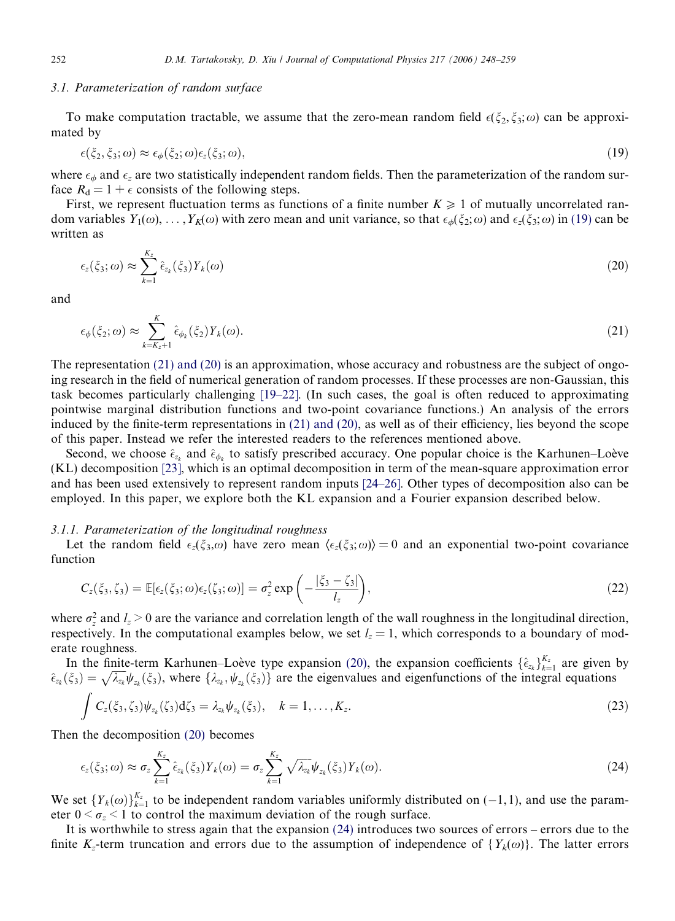### 3.1. Parameterization of random surface

To make computation tractable, we assume that the zero-mean random field $\epsilon(\xi_2, \xi_3; \omega)$ can be approximated by

$$\epsilon(\xi_2, \xi_3; \omega) \approx \epsilon_\phi(\xi_2; \omega)\epsilon_z(\xi_3; \omega), \tag{19}$$

where $\epsilon_\phi$ and $\epsilon_z$ are two statistically independent random fields. Then the parameterization of the random surface $R_d = 1 + \epsilon$ consists of the following steps.

First, we represent fluctuation terms as functions of a finite number $K \geqslant 1$ of mutually uncorrelated random variables $Y_1(\omega), \ldots, Y_K(\omega)$ with zero mean and unit variance, so that $\epsilon_\phi(\xi_2; \omega)$ and $\epsilon_z(\xi_3; \omega)$ in (19) can be written as

$$\epsilon_z(\xi_3; \omega) \approx \sum_{k=1}^{K_z} \hat{\epsilon}_{z_k}(\xi_3) Y_k(\omega) \tag{20}$$

and

$$\epsilon_\phi(\xi_2; \omega) \approx \sum_{k=K_z+1}^{K} \hat{\epsilon}_{\phi_k}(\xi_2) Y_k(\omega). \tag{21}$$

The representation (21) and (20) is an approximation, whose accuracy and robustness are the subject of ongoing research in the field of numerical generation of random processes. If these processes are non-Gaussian, this task becomes particularly challenging [19–22]. (In such cases, the goal is often reduced to approximating pointwise marginal distribution functions and two-point covariance functions.) An analysis of the errors induced by the finite-term representations in (21) and (20), as well as of their efficiency, lies beyond the scope of this paper. Instead we refer the interested readers to the references mentioned above.

Second, we choose $\hat{\epsilon}_{z_k}$ and $\hat{\epsilon}_{\phi_k}$ to satisfy prescribed accuracy. One popular choice is the Karhunen–Loève (KL) decomposition [23], which is an optimal decomposition in term of the mean-square approximation error and has been used extensively to represent random inputs [24–26]. Other types of decomposition also can be employed. In this paper, we explore both the KL expansion and a Fourier expansion described below.

#### 3.1.1. Parameterization of the longitudinal roughness

Let the random field $\epsilon_z(\xi_3,\omega)$ have zero mean $\langle \epsilon_z(\xi_3; \omega)\rangle = 0$ and an exponential two-point covariance function

$$C_z(\xi_3, \zeta_3) = \mathbb{E}[\epsilon_z(\xi_3; \omega)\epsilon_z(\zeta_3; \omega)] = \sigma_z^2 \exp\left(-\frac{|\xi_3 - \zeta_3|}{l_z}\right), \tag{22}$$

where $\sigma_z^2$ and $l_z > 0$ are the variance and correlation length of the wall roughness in the longitudinal direction, respectively. In the computational examples below, we set $l_z = 1$, which corresponds to a boundary of moderate roughness.

In the finite-term Karhunen–Loève type expansion (20), the expansion coefficients $\{\hat{\epsilon}_{z_k}\}_{k=1}^{K_z}$ are given by $\hat{\epsilon}_{z_k}(\xi_3) = \sqrt{\lambda_{z_k}}\psi_{z_k}(\xi_3)$, where $\{\lambda_{z_k}, \psi_{z_k}(\xi_3)\}$ are the eigenvalues and eigenfunctions of the integral equations

$$\int C_z(\xi_3, \zeta_3)\psi_{z_k}(\zeta_3)\mathrm{d}\zeta_3 = \lambda_{z_k}\psi_{z_k}(\xi_3), \quad k = 1, \ldots, K_z. \tag{23}$$

Then the decomposition (20) becomes

$$\epsilon_z(\xi_3; \omega) \approx \sigma_z \sum_{k=1}^{K_z} \hat{\epsilon}_{z_k}(\xi_3) Y_k(\omega) = \sigma_z \sum_{k=1}^{K_z} \sqrt{\lambda_{z_k}}\psi_{z_k}(\xi_3) Y_k(\omega). \tag{24}$$

We set $\{Y_k(\omega)\}_{k=1}^{K_z}$ to be independent random variables uniformly distributed on $(-1, 1)$, and use the parameter $0 < \sigma_z < 1$ to control the maximum deviation of the rough surface.

It is worthwhile to stress again that the expansion (24) introduces two sources of errors – errors due to the finite $K_z$-term truncation and errors due to the assumption of independence of $\{Y_k(\omega)\}$. The latter errors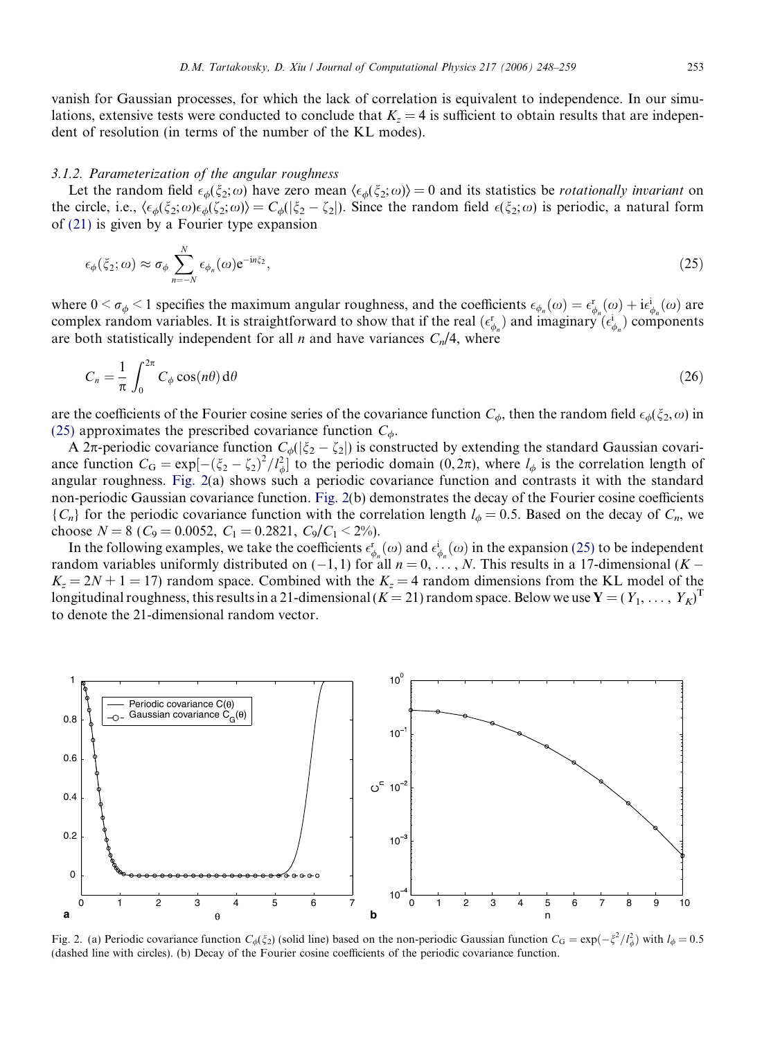vanish for Gaussian processes, for which the lack of correlation is equivalent to independence. In our simulations, extensive tests were conducted to conclude that $K_z = 4$ is sufficient to obtain results that are independent of resolution (in terms of the number of the KL modes).

### 3.1.2. Parameterization of the angular roughness

Let the random field $\epsilon_\phi(\xi_2;\omega)$ have zero mean $\langle \epsilon_\phi(\xi_2;\omega)\rangle = 0$ and its statistics be *rotationally invariant* on the circle, i.e., $\langle \epsilon_\phi(\xi_2;\omega)\epsilon_\phi(\zeta_2;\omega)\rangle = C_\phi(|\xi_2 - \zeta_2|)$. Since the random field $\epsilon(\xi_2;\omega)$ is periodic, a natural form of (21) is given by a Fourier type expansion

$$\epsilon_\phi(\xi_2;\omega) \approx \sigma_\phi \sum_{n=-N}^{N} \epsilon_{\phi_n}(\omega)\mathrm{e}^{-\mathrm{i}n\xi_2}, \tag{25}$$

where $0 < \sigma_\phi < 1$ specifies the maximum angular roughness, and the coefficients $\epsilon_{\phi_n}(\omega) = \epsilon^{\mathrm{r}}_{\phi_n}(\omega) + \mathrm{i}\epsilon^{\mathrm{i}}_{\phi_n}(\omega)$ are complex random variables. It is straightforward to show that if the real ($\epsilon^{\mathrm{r}}_{\phi_n}$) and imaginary ($\epsilon^{\mathrm{i}}_{\phi_n}$) components are both statistically independent for all $n$ and have variances $C_n/4$, where

$$C_n = \frac{1}{\pi}\int_0^{2\pi} C_\phi \cos(n\theta)\,\mathrm{d}\theta \tag{26}$$

are the coefficients of the Fourier cosine series of the covariance function $C_\phi$, then the random field $\epsilon_\phi(\xi_2,\omega)$ in (25) approximates the prescribed covariance function $C_\phi$.

A $2\pi$-periodic covariance function $C_\phi(|\xi_2 - \zeta_2|)$ is constructed by extending the standard Gaussian covariance function $C_\mathrm{G} = \exp[-(\xi_2 - \zeta_2)^2/l_\phi^2]$ to the periodic domain $(0, 2\pi)$, where $l_\phi$ is the correlation length of angular roughness. Fig. 2(a) shows such a periodic covariance function and contrasts it with the standard non-periodic Gaussian covariance function. Fig. 2(b) demonstrates the decay of the Fourier cosine coefficients $\{C_n\}$ for the periodic covariance function with the correlation length $l_\phi = 0.5$. Based on the decay of $C_n$, we choose $N = 8$ ($C_9 = 0.0052$, $C_1 = 0.2821$, $C_9/C_1 < 2\%$).

In the following examples, we take the coefficients $\epsilon^{\mathrm{r}}_{\phi_n}(\omega)$ and $\epsilon^{\mathrm{i}}_{\phi_n}(\omega)$ in the expansion (25) to be independent random variables uniformly distributed on $(-1, 1)$ for all $n = 0, \ldots, N$. This results in a 17-dimensional ($K - K_z = 2N + 1 = 17$) random space. Combined with the $K_z = 4$ random dimensions from the KL model of the longitudinal roughness, this results in a 21-dimensional ($K = 21$) random space. Below we use $\mathbf{Y} = (Y_1, \ldots, Y_K)^\mathrm{T}$ to denote the 21-dimensional random vector.

Fig. 2. (a) Periodic covariance function $C_\phi(\xi_2)$ (solid line) based on the non-periodic Gaussian function $C_\mathrm{G} = \exp(-\xi^2/l_\phi^2)$ with $l_\phi = 0.5$ (dashed line with circles). (b) Decay of the Fourier cosine coefficients of the periodic covariance function.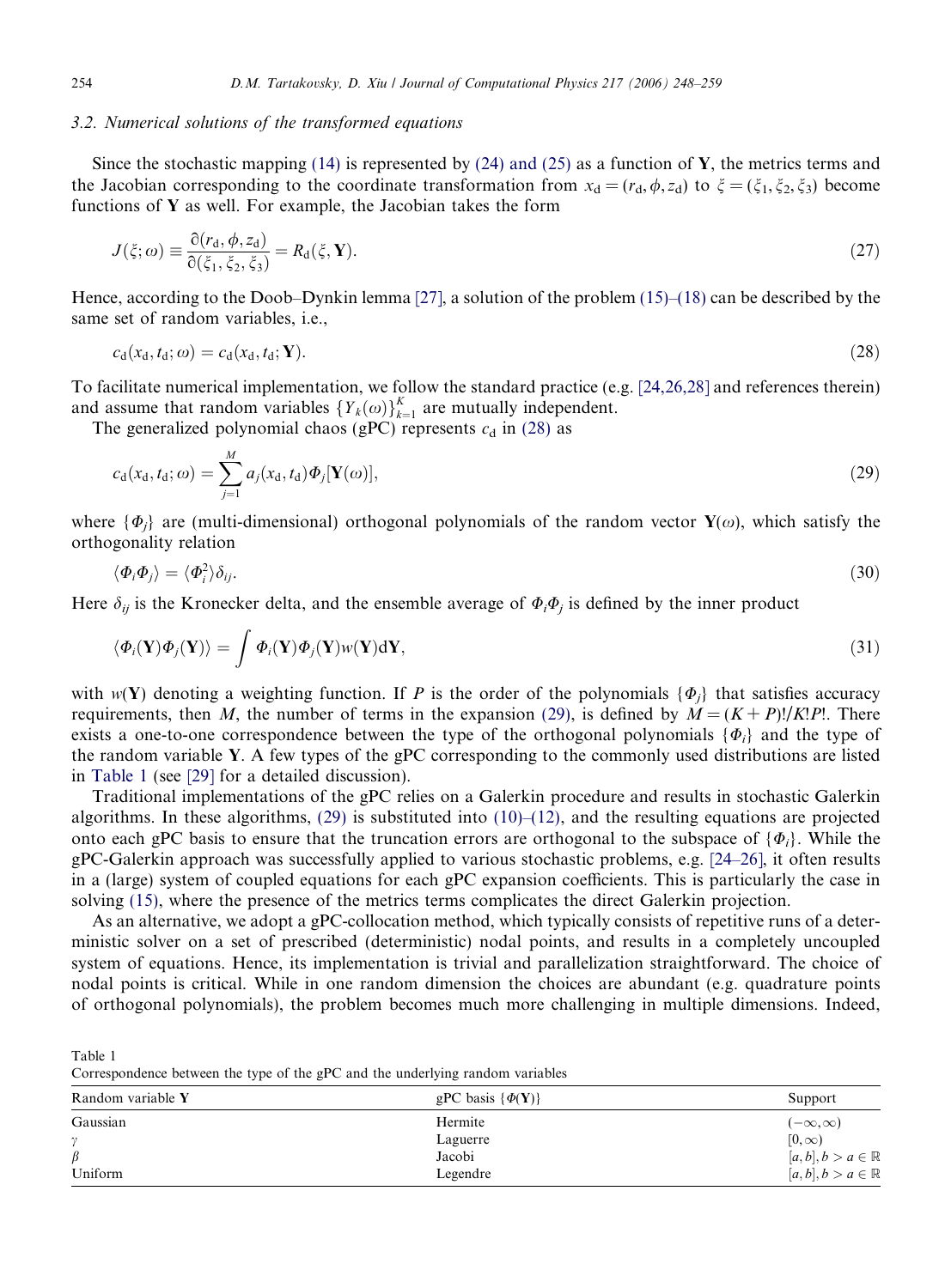### 3.2. Numerical solutions of the transformed equations

Since the stochastic mapping (14) is represented by (24) and (25) as a function of $\mathbf{Y}$, the metrics terms and the Jacobian corresponding to the coordinate transformation from $x_\mathrm{d} = (r_\mathrm{d}, \phi, z_\mathrm{d})$ to $\xi = (\xi_1, \xi_2, \xi_3)$ become functions of $\mathbf{Y}$ as well. For example, the Jacobian takes the form

$$J(\xi;\omega) \equiv \frac{\partial(r_\mathrm{d}, \phi, z_\mathrm{d})}{\partial(\xi_1, \xi_2, \xi_3)} = R_\mathrm{d}(\xi, \mathbf{Y}). \tag{27}$$

Hence, according to the Doob–Dynkin lemma [27], a solution of the problem (15)–(18) can be described by the same set of random variables, i.e.,

$$c_\mathrm{d}(x_\mathrm{d}, t_\mathrm{d}; \omega) = c_\mathrm{d}(x_\mathrm{d}, t_\mathrm{d}; \mathbf{Y}). \tag{28}$$

To facilitate numerical implementation, we follow the standard practice (e.g. [24,26,28] and references therein) and assume that random variables $\{Y_k(\omega)\}_{k=1}^{K}$ are mutually independent.

The generalized polynomial chaos (gPC) represents $c_\mathrm{d}$ in (28) as

$$c_\mathrm{d}(x_\mathrm{d}, t_\mathrm{d}; \omega) = \sum_{j=1}^{M} a_j(x_\mathrm{d}, t_\mathrm{d}) \Phi_j[\mathbf{Y}(\omega)], \tag{29}$$

where $\{\Phi_j\}$ are (multi-dimensional) orthogonal polynomials of the random vector $\mathbf{Y}(\omega)$, which satisfy the orthogonality relation

$$\langle \Phi_i \Phi_j \rangle = \langle \Phi_i^2 \rangle \delta_{ij}. \tag{30}$$

Here $\delta_{ij}$ is the Kronecker delta, and the ensemble average of $\Phi_i \Phi_j$ is defined by the inner product

$$\langle \Phi_i(\mathbf{Y}) \Phi_j(\mathbf{Y}) \rangle = \int \Phi_i(\mathbf{Y}) \Phi_j(\mathbf{Y}) w(\mathbf{Y}) \mathrm{d}\mathbf{Y}, \tag{31}$$

with $w(\mathbf{Y})$ denoting a weighting function. If $P$ is the order of the polynomials $\{\Phi_j\}$ that satisfies accuracy requirements, then $M$, the number of terms in the expansion (29), is defined by $M = (K+P)!/K!P!$. There exists a one-to-one correspondence between the type of the orthogonal polynomials $\{\Phi_i\}$ and the type of the random variable $\mathbf{Y}$. A few types of the gPC corresponding to the commonly used distributions are listed in Table 1 (see [29] for a detailed discussion).

Traditional implementations of the gPC relies on a Galerkin procedure and results in stochastic Galerkin algorithms. In these algorithms, (29) is substituted into (10)–(12), and the resulting equations are projected onto each gPC basis to ensure that the truncation errors are orthogonal to the subspace of $\{\Phi_i\}$. While the gPC-Galerkin approach was successfully applied to various stochastic problems, e.g. [24–26], it often results in a (large) system of coupled equations for each gPC expansion coefficients. This is particularly the case in solving (15), where the presence of the metrics terms complicates the direct Galerkin projection.

As an alternative, we adopt a gPC-collocation method, which typically consists of repetitive runs of a deterministic solver on a set of prescribed (deterministic) nodal points, and results in a completely uncoupled system of equations. Hence, its implementation is trivial and parallelization straightforward. The choice of nodal points is critical. While in one random dimension the choices are abundant (e.g. quadrature points of orthogonal polynomials), the problem becomes much more challenging in multiple dimensions. Indeed,

Table 1
Correspondence between the type of the gPC and the underlying random variables

| Random variable $\mathbf{Y}$ | gPC basis $\{\Phi(\mathbf{Y})\}$ | Support |
|---|---|---|
| Gaussian | Hermite | $(-\infty, \infty)$ |
| $\gamma$ | Laguerre | $[0, \infty)$ |
| $\beta$ | Jacobi | $[a, b], b > a \in \mathbb{R}$ |
| Uniform | Legendre | $[a, b], b > a \in \mathbb{R}$ |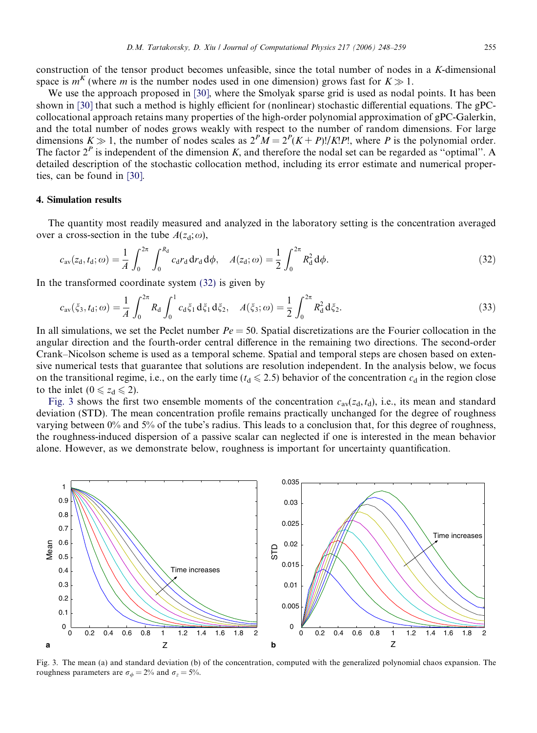construction of the tensor product becomes unfeasible, since the total number of nodes in a $K$-dimensional space is $m^K$ (where $m$ is the number nodes used in one dimension) grows fast for $K \gg 1$.

We use the approach proposed in [30], where the Smolyak sparse grid is used as nodal points. It has been shown in [30] that such a method is highly efficient for (nonlinear) stochastic differential equations. The gPC-collocational approach retains many properties of the high-order polynomial approximation of gPC-Galerkin, and the total number of nodes grows weakly with respect to the number of random dimensions. For large dimensions $K \gg 1$, the number of nodes scales as $2^P M = 2^P (K+P)!/K!P!$, where $P$ is the polynomial order. The factor $2^P$ is independent of the dimension $K$, and therefore the nodal set can be regarded as "optimal". A detailed description of the stochastic collocation method, including its error estimate and numerical properties, can be found in [30].

## 4. Simulation results

The quantity most readily measured and analyzed in the laboratory setting is the concentration averaged over a cross-section in the tube $A(z_d;\omega)$,

$$c_{av}(z_d, t_d; \omega) = \frac{1}{A} \int_0^{2\pi} \int_0^{R_d} c_d r_d \, dr_d \, d\phi, \quad A(z_d;\omega) = \frac{1}{2} \int_0^{2\pi} R_d^2 \, d\phi. \tag{32}$$

In the transformed coordinate system (32) is given by

$$c_{av}(\xi_3, t_d; \omega) = \frac{1}{A} \int_0^{2\pi} R_d \int_0^1 c_d \xi_1 \, d\xi_1 \, d\xi_2, \quad A(\xi_3;\omega) = \frac{1}{2} \int_0^{2\pi} R_d^2 \, d\xi_2. \tag{33}$$

In all simulations, we set the Peclet number $Pe = 50$. Spatial discretizations are the Fourier collocation in the angular direction and the fourth-order central difference in the remaining two directions. The second-order Crank–Nicolson scheme is used as a temporal scheme. Spatial and temporal steps are chosen based on extensive numerical tests that guarantee that solutions are resolution independent. In the analysis below, we focus on the transitional regime, i.e., on the early time ($t_d \leqslant 2.5$) behavior of the concentration $c_d$ in the region close to the inlet ($0 \leqslant z_d \leqslant 2$).

Fig. 3 shows the first two ensemble moments of the concentration $c_{av}(z_d, t_d)$, i.e., its mean and standard deviation (STD). The mean concentration profile remains practically unchanged for the degree of roughness varying between 0% and 5% of the tube's radius. This leads to a conclusion that, for this degree of roughness, the roughness-induced dispersion of a passive scalar can neglected if one is interested in the mean behavior alone. However, as we demonstrate below, roughness is important for uncertainty quantification.

Fig. 3. The mean (a) and standard deviation (b) of the concentration, computed with the generalized polynomial chaos expansion. The roughness parameters are $\sigma_\phi = 2\%$ and $\sigma_z = 5\%$.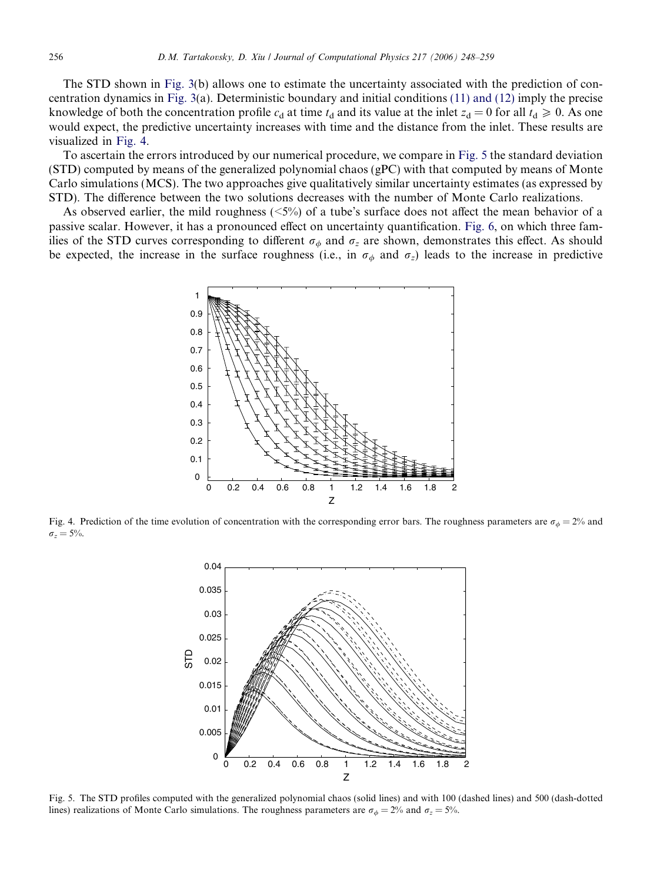The STD shown in Fig. 3(b) allows one to estimate the uncertainty associated with the prediction of concentration dynamics in Fig. 3(a). Deterministic boundary and initial conditions (11) and (12) imply the precise knowledge of both the concentration profile $c_d$ at time $t_d$ and its value at the inlet $z_d = 0$ for all $t_d \geqslant 0$. As one would expect, the predictive uncertainty increases with time and the distance from the inlet. These results are visualized in Fig. 4.

To ascertain the errors introduced by our numerical procedure, we compare in Fig. 5 the standard deviation (STD) computed by means of the generalized polynomial chaos (gPC) with that computed by means of Monte Carlo simulations (MCS). The two approaches give qualitatively similar uncertainty estimates (as expressed by STD). The difference between the two solutions decreases with the number of Monte Carlo realizations.

As observed earlier, the mild roughness (<5%) of a tube's surface does not affect the mean behavior of a passive scalar. However, it has a pronounced effect on uncertainty quantification. Fig. 6, on which three families of the STD curves corresponding to different $\sigma_\phi$ and $\sigma_z$ are shown, demonstrates this effect. As should be expected, the increase in the surface roughness (i.e., in $\sigma_\phi$ and $\sigma_z$) leads to the increase in predictive

Fig. 4. Prediction of the time evolution of concentration with the corresponding error bars. The roughness parameters are $\sigma_\phi = 2\%$ and $\sigma_z = 5\%$.

Fig. 5. The STD profiles computed with the generalized polynomial chaos (solid lines) and with 100 (dashed lines) and 500 (dash-dotted lines) realizations of Monte Carlo simulations. The roughness parameters are $\sigma_\phi = 2\%$ and $\sigma_z = 5\%$.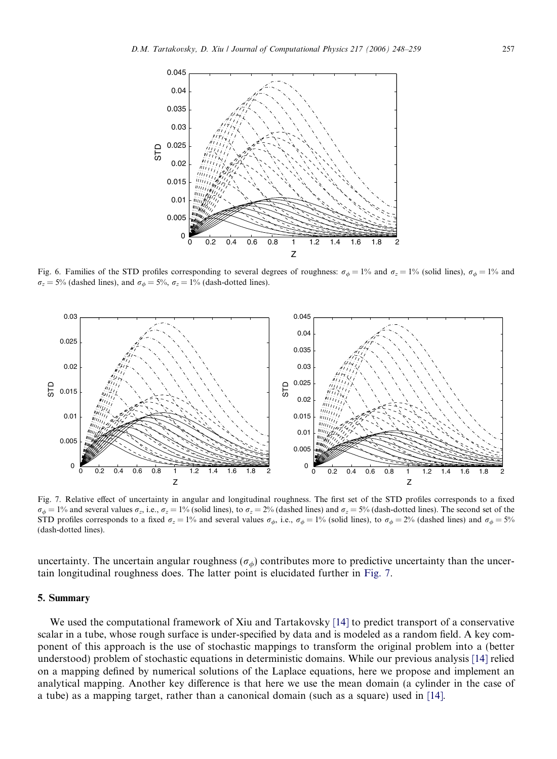Fig. 6. Families of the STD profiles corresponding to several degrees of roughness: $\sigma_\phi = 1\%$ and $\sigma_z = 1\%$ (solid lines), $\sigma_\phi = 1\%$ and $\sigma_z = 5\%$ (dashed lines), and $\sigma_\phi = 5\%$, $\sigma_z = 1\%$ (dash-dotted lines).

Fig. 7. Relative effect of uncertainty in angular and longitudinal roughness. The first set of the STD profiles corresponds to a fixed $\sigma_\phi = 1\%$ and several values $\sigma_z$, i.e., $\sigma_z = 1\%$ (solid lines), to $\sigma_z = 2\%$ (dashed lines) and $\sigma_z = 5\%$ (dash-dotted lines). The second set of the STD profiles corresponds to a fixed $\sigma_z = 1\%$ and several values $\sigma_\phi$, i.e., $\sigma_\phi = 1\%$ (solid lines), to $\sigma_\phi = 2\%$ (dashed lines) and $\sigma_\phi = 5\%$ (dash-dotted lines).

uncertainty. The uncertain angular roughness ($\sigma_\phi$) contributes more to predictive uncertainty than the uncertain longitudinal roughness does. The latter point is elucidated further in Fig. 7.

## 5. Summary

We used the computational framework of Xiu and Tartakovsky [14] to predict transport of a conservative scalar in a tube, whose rough surface is under-specified by data and is modeled as a random field. A key component of this approach is the use of stochastic mappings to transform the original problem into a (better understood) problem of stochastic equations in deterministic domains. While our previous analysis [14] relied on a mapping defined by numerical solutions of the Laplace equations, here we propose and implement an analytical mapping. Another key difference is that here we use the mean domain (a cylinder in the case of a tube) as a mapping target, rather than a canonical domain (such as a square) used in [14].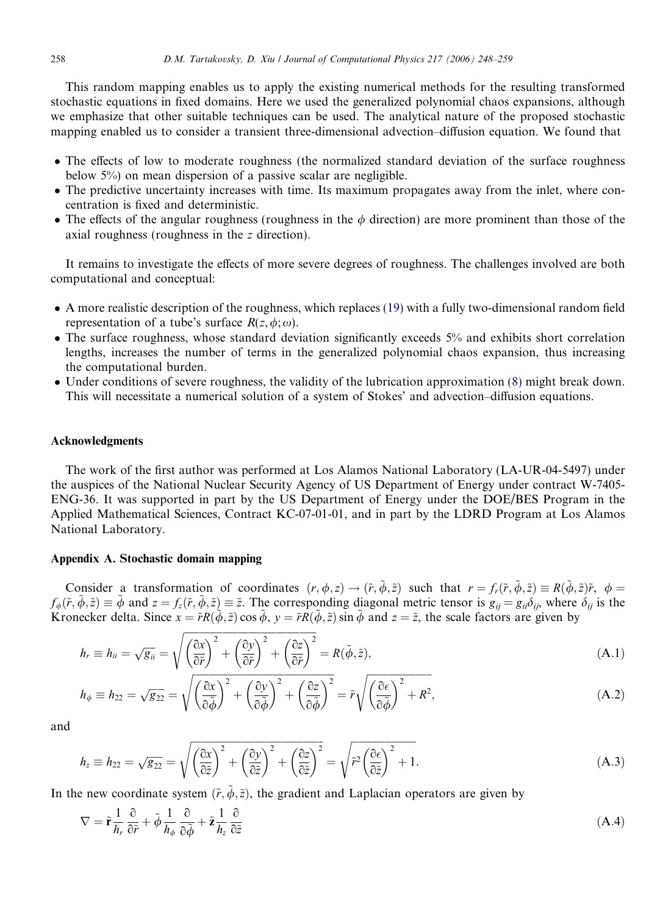This random mapping enables us to apply the existing numerical methods for the resulting transformed stochastic equations in fixed domains. Here we used the generalized polynomial chaos expansions, although we emphasize that other suitable techniques can be used. The analytical nature of the proposed stochastic mapping enabled us to consider a transient three-dimensional advection–diffusion equation. We found that

- The effects of low to moderate roughness (the normalized standard deviation of the surface roughness below 5%) on mean dispersion of a passive scalar are negligible.
- The predictive uncertainty increases with time. Its maximum propagates away from the inlet, where concentration is fixed and deterministic.
- The effects of the angular roughness (roughness in the $\phi$ direction) are more prominent than those of the axial roughness (roughness in the $z$ direction).

It remains to investigate the effects of more severe degrees of roughness. The challenges involved are both computational and conceptual:

- A more realistic description of the roughness, which replaces (19) with a fully two-dimensional random field representation of a tube's surface $R(z, \phi; \omega)$.
- The surface roughness, whose standard deviation significantly exceeds 5% and exhibits short correlation lengths, increases the number of terms in the generalized polynomial chaos expansion, thus increasing the computational burden.
- Under conditions of severe roughness, the validity of the lubrication approximation (8) might break down. This will necessitate a numerical solution of a system of Stokes' and advection–diffusion equations.

## Acknowledgments

The work of the first author was performed at Los Alamos National Laboratory (LA-UR-04-5497) under the auspices of the National Nuclear Security Agency of US Department of Energy under contract W-7405-ENG-36. It was supported in part by the US Department of Energy under the DOE/BES Program in the Applied Mathematical Sciences, Contract KC-07-01-01, and in part by the LDRD Program at Los Alamos National Laboratory.

## Appendix A. Stochastic domain mapping

Consider a transformation of coordinates $(r, \phi, z) \to (\tilde{r}, \tilde{\phi}, \tilde{z})$ such that $r = f_r(\tilde{r}, \tilde{\phi}, \tilde{z}) \equiv R(\tilde{\phi}, \tilde{z})\tilde{r}$, $\phi = f_\phi(\tilde{r}, \tilde{\phi}, \tilde{z}) \equiv \tilde{\phi}$ and $z = f_z(\tilde{r}, \tilde{\phi}, \tilde{z}) \equiv \tilde{z}$. The corresponding diagonal metric tensor is $g_{ij} = g_{ii}\delta_{ij}$, where $\delta_{ij}$ is the Kronecker delta. Since $x = \tilde{r}R(\tilde{\phi}, \tilde{z})\cos\tilde{\phi}$, $y = \tilde{r}R(\tilde{\phi}, \tilde{z})\sin\tilde{\phi}$ and $z = \tilde{z}$, the scale factors are given by

$$h_r \equiv h_{ii} = \sqrt{g_{ii}} = \sqrt{\left(\frac{\partial x}{\partial \tilde{r}}\right)^2 + \left(\frac{\partial y}{\partial \tilde{r}}\right)^2 + \left(\frac{\partial z}{\partial \tilde{r}}\right)^2} = R(\tilde{\phi}, \tilde{z}), \tag{A.1}$$

$$h_\phi \equiv h_{22} = \sqrt{g_{22}} = \sqrt{\left(\frac{\partial x}{\partial \tilde{\phi}}\right)^2 + \left(\frac{\partial y}{\partial \tilde{\phi}}\right)^2 + \left(\frac{\partial z}{\partial \tilde{\phi}}\right)^2} = \tilde{r}\sqrt{\left(\frac{\partial \epsilon}{\partial \tilde{\phi}}\right)^2 + R^2}, \tag{A.2}$$

and

$$h_z \equiv h_{22} = \sqrt{g_{22}} = \sqrt{\left(\frac{\partial x}{\partial \tilde{z}}\right)^2 + \left(\frac{\partial y}{\partial \tilde{z}}\right)^2 + \left(\frac{\partial z}{\partial \tilde{z}}\right)^2} = \sqrt{\tilde{r}^2\left(\frac{\partial \epsilon}{\partial \tilde{z}}\right)^2 + 1}. \tag{A.3}$$

In the new coordinate system $(\tilde{r}, \tilde{\phi}, \tilde{z})$, the gradient and Laplacian operators are given by

$$\nabla = \tilde{\mathbf{r}}\frac{1}{h_r}\frac{\partial}{\partial \tilde{r}} + \tilde{\phi}\frac{1}{h_\phi}\frac{\partial}{\partial \tilde{\phi}} + \tilde{\mathbf{z}}\frac{1}{h_z}\frac{\partial}{\partial \tilde{z}} \tag{A.4}$$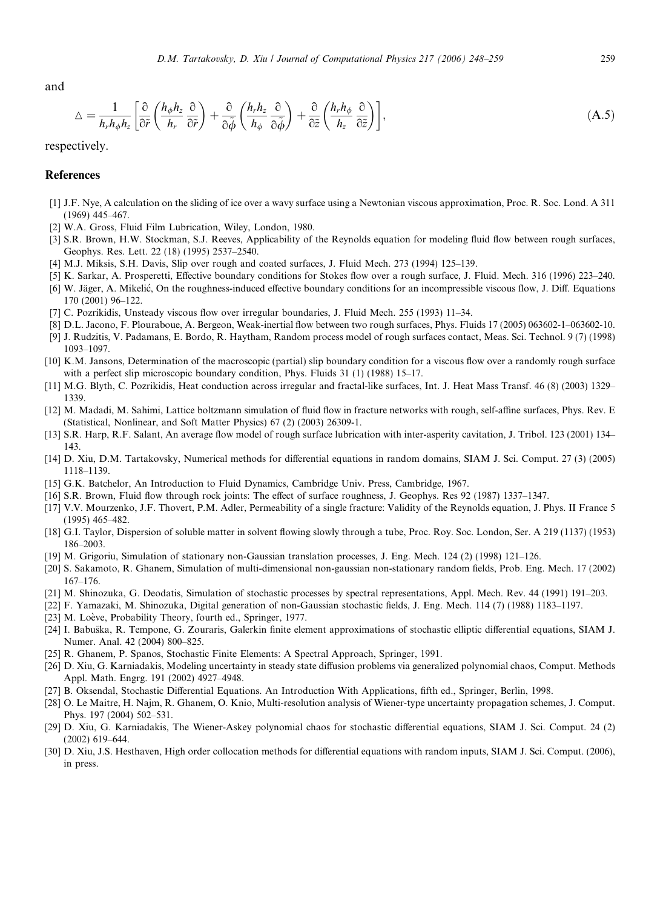and

$$\triangle = \frac{1}{h_r h_\phi h_z}\left[\frac{\partial}{\partial \tilde{r}}\left(\frac{h_\phi h_z}{h_r}\frac{\partial}{\partial \tilde{r}}\right) + \frac{\partial}{\partial \tilde{\phi}}\left(\frac{h_r h_z}{h_\phi}\frac{\partial}{\partial \tilde{\phi}}\right) + \frac{\partial}{\partial \tilde{z}}\left(\frac{h_r h_\phi}{h_z}\frac{\partial}{\partial \tilde{z}}\right)\right], \tag{A.5}$$

respectively.

## References

[1] J.F. Nye, A calculation on the sliding of ice over a wavy surface using a Newtonian viscous approximation, Proc. R. Soc. Lond. A 311 (1969) 445–467.

[2] W.A. Gross, Fluid Film Lubrication, Wiley, London, 1980.

[3] S.R. Brown, H.W. Stockman, S.J. Reeves, Applicability of the Reynolds equation for modeling fluid flow between rough surfaces, Geophys. Res. Lett. 22 (18) (1995) 2537–2540.

[4] M.J. Miksis, S.H. Davis, Slip over rough and coated surfaces, J. Fluid Mech. 273 (1994) 125–139.

[5] K. Sarkar, A. Prosperetti, Effective boundary conditions for Stokes flow over a rough surface, J. Fluid. Mech. 316 (1996) 223–240.

[6] W. Jäger, A. Mikelić, On the roughness-induced effective boundary conditions for an incompressible viscous flow, J. Diff. Equations 170 (2001) 96–122.

[7] C. Pozrikidis, Unsteady viscous flow over irregular boundaries, J. Fluid Mech. 255 (1993) 11–34.

[8] D.L. Jacono, F. Plouraboue, A. Bergeon, Weak-inertial flow between two rough surfaces, Phys. Fluids 17 (2005) 063602-1–063602-10.

[9] J. Rudzitis, V. Padamans, E. Bordo, R. Haytham, Random process model of rough surfaces contact, Meas. Sci. Technol. 9 (7) (1998) 1093–1097.

[10] K.M. Jansons, Determination of the macroscopic (partial) slip boundary condition for a viscous flow over a randomly rough surface with a perfect slip microscopic boundary condition, Phys. Fluids 31 (1) (1988) 15–17.

[11] M.G. Blyth, C. Pozrikidis, Heat conduction across irregular and fractal-like surfaces, Int. J. Heat Mass Transf. 46 (8) (2003) 1329–1339.

[12] M. Madadi, M. Sahimi, Lattice boltzmann simulation of fluid flow in fracture networks with rough, self-affine surfaces, Phys. Rev. E (Statistical, Nonlinear, and Soft Matter Physics) 67 (2) (2003) 26309-1.

[13] S.R. Harp, R.F. Salant, An average flow model of rough surface lubrication with inter-asperity cavitation, J. Tribol. 123 (2001) 134–143.

[14] D. Xiu, D.M. Tartakovsky, Numerical methods for differential equations in random domains, SIAM J. Sci. Comput. 27 (3) (2005) 1118–1139.

[15] G.K. Batchelor, An Introduction to Fluid Dynamics, Cambridge Univ. Press, Cambridge, 1967.

[16] S.R. Brown, Fluid flow through rock joints: The effect of surface roughness, J. Geophys. Res 92 (1987) 1337–1347.

[17] V.V. Mourzenko, J.F. Thovert, P.M. Adler, Permeability of a single fracture: Validity of the Reynolds equation, J. Phys. II France 5 (1995) 465–482.

[18] G.I. Taylor, Dispersion of soluble matter in solvent flowing slowly through a tube, Proc. Roy. Soc. London, Ser. A 219 (1137) (1953) 186–2003.

[19] M. Grigoriu, Simulation of stationary non-Gaussian translation processes, J. Eng. Mech. 124 (2) (1998) 121–126.

[20] S. Sakamoto, R. Ghanem, Simulation of multi-dimensional non-gaussian non-stationary random fields, Prob. Eng. Mech. 17 (2002) 167–176.

[21] M. Shinozuka, G. Deodatis, Simulation of stochastic processes by spectral representations, Appl. Mech. Rev. 44 (1991) 191–203.

[22] F. Yamazaki, M. Shinozuka, Digital generation of non-Gaussian stochastic fields, J. Eng. Mech. 114 (7) (1988) 1183–1197.

[23] M. Loève, Probability Theory, fourth ed., Springer, 1977.

[24] I. Babuška, R. Tempone, G. Zouraris, Galerkin finite element approximations of stochastic elliptic differential equations, SIAM J. Numer. Anal. 42 (2004) 800–825.

[25] R. Ghanem, P. Spanos, Stochastic Finite Elements: A Spectral Approach, Springer, 1991.

[26] D. Xiu, G. Karniadakis, Modeling uncertainty in steady state diffusion problems via generalized polynomial chaos, Comput. Methods Appl. Math. Engrg. 191 (2002) 4927–4948.

[27] B. Oksendal, Stochastic Differential Equations. An Introduction With Applications, fifth ed., Springer, Berlin, 1998.

[28] O. Le Maitre, H. Najm, R. Ghanem, O. Knio, Multi-resolution analysis of Wiener-type uncertainty propagation schemes, J. Comput. Phys. 197 (2004) 502–531.

[29] D. Xiu, G. Karniadakis, The Wiener-Askey polynomial chaos for stochastic differential equations, SIAM J. Sci. Comput. 24 (2) (2002) 619–644.

[30] D. Xiu, J.S. Hesthaven, High order collocation methods for differential equations with random inputs, SIAM J. Sci. Comput. (2006), in press.